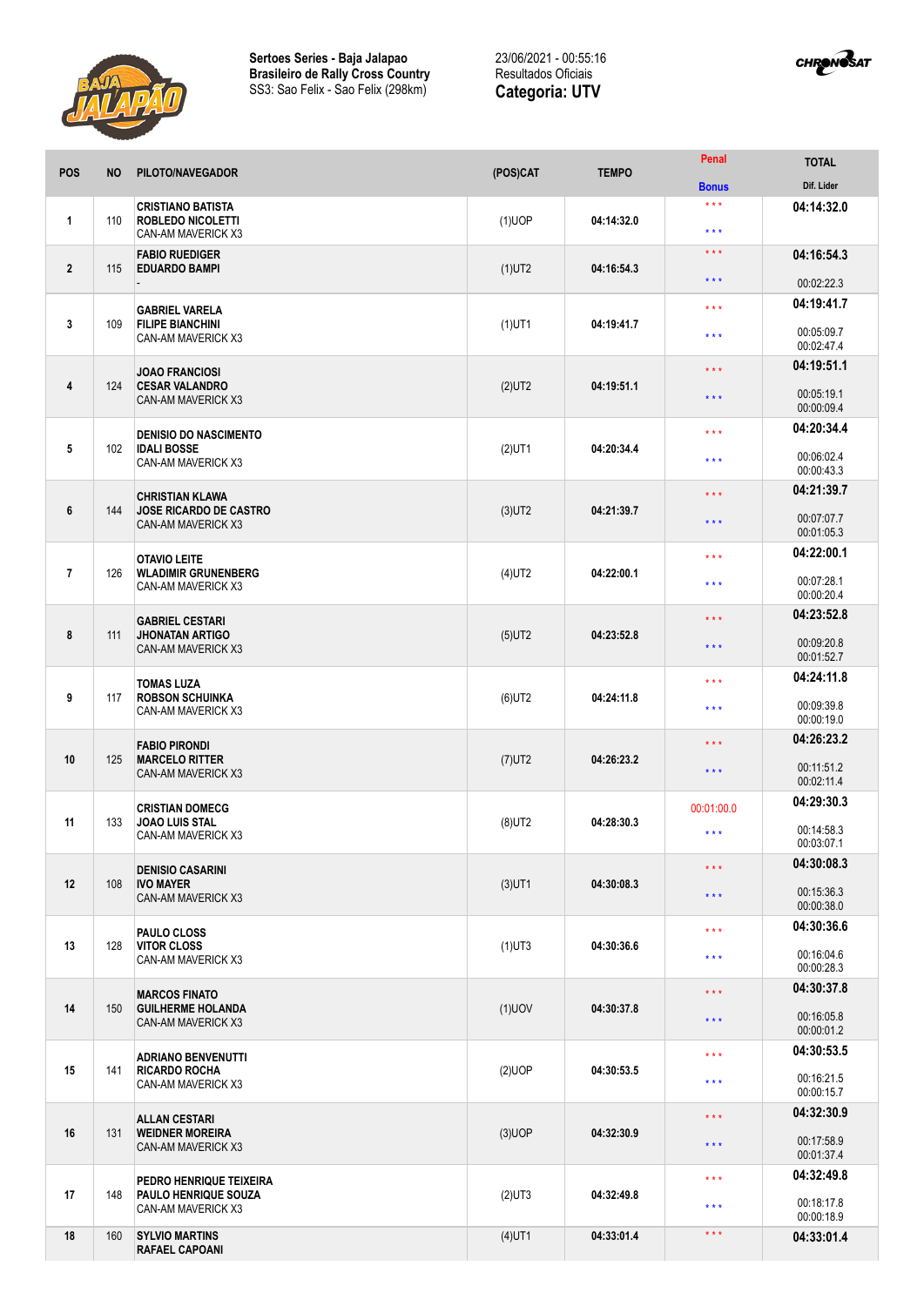**Sertoes Series - Baja Jalapao**
**Brasileiro de Rally Cross Country**
SS3: Sao Felix - Sao Felix (298km)

23/06/2021 - 00:55:16
Resultados Oficiais
**Categoria: UTV**

| POS | NO | PILOTO/NAVEGADOR | (POS)CAT | TEMPO | Penal / Bonus | TOTAL / Dif. Lider |
|---|---|---|---|---|---|---|
| 1 | 110 | CRISTIANO BATISTA<br>ROBLEDO NICOLETTI<br>CAN-AM MAVERICK X3 | (1)UOP | 04:14:32.0 | \* \* \*<br>\* \* \* | 04:14:32.0 |
| 2 | 115 | FABIO RUEDIGER<br>EDUARDO BAMPI<br>- | (1)UT2 | 04:16:54.3 | \* \* \*<br>\* \* \* | 04:16:54.3<br>00:02:22.3 |
| 3 | 109 | GABRIEL VARELA<br>FILIPE BIANCHINI<br>CAN-AM MAVERICK X3 | (1)UT1 | 04:19:41.7 | \* \* \*<br>\* \* \* | 04:19:41.7<br>00:05:09.7<br>00:02:47.4 |
| 4 | 124 | JOAO FRANCIOSI<br>CESAR VALANDRO<br>CAN-AM MAVERICK X3 | (2)UT2 | 04:19:51.1 | \* \* \*<br>\* \* \* | 04:19:51.1<br>00:05:19.1<br>00:00:09.4 |
| 5 | 102 | DENISIO DO NASCIMENTO<br>IDALI BOSSE<br>CAN-AM MAVERICK X3 | (2)UT1 | 04:20:34.4 | \* \* \*<br>\* \* \* | 04:20:34.4<br>00:06:02.4<br>00:00:43.3 |
| 6 | 144 | CHRISTIAN KLAWA<br>JOSE RICARDO DE CASTRO<br>CAN-AM MAVERICK X3 | (3)UT2 | 04:21:39.7 | \* \* \*<br>\* \* \* | 04:21:39.7<br>00:07:07.7<br>00:01:05.3 |
| 7 | 126 | OTAVIO LEITE<br>WLADIMIR GRUNENBERG<br>CAN-AM MAVERICK X3 | (4)UT2 | 04:22:00.1 | \* \* \*<br>\* \* \* | 04:22:00.1<br>00:07:28.1<br>00:00:20.4 |
| 8 | 111 | GABRIEL CESTARI<br>JHONATAN ARTIGO<br>CAN-AM MAVERICK X3 | (5)UT2 | 04:23:52.8 | \* \* \*<br>\* \* \* | 04:23:52.8<br>00:09:20.8<br>00:01:52.7 |
| 9 | 117 | TOMAS LUZA<br>ROBSON SCHUINKA<br>CAN-AM MAVERICK X3 | (6)UT2 | 04:24:11.8 | \* \* \*<br>\* \* \* | 04:24:11.8<br>00:09:39.8<br>00:00:19.0 |
| 10 | 125 | FABIO PIRONDI<br>MARCELO RITTER<br>CAN-AM MAVERICK X3 | (7)UT2 | 04:26:23.2 | \* \* \*<br>\* \* \* | 04:26:23.2<br>00:11:51.2<br>00:02:11.4 |
| 11 | 133 | CRISTIAN DOMECG<br>JOAO LUIS STAL<br>CAN-AM MAVERICK X3 | (8)UT2 | 04:28:30.3 | 00:01:00.0<br>\* \* \* | 04:29:30.3<br>00:14:58.3<br>00:03:07.1 |
| 12 | 108 | DENISIO CASARINI<br>IVO MAYER<br>CAN-AM MAVERICK X3 | (3)UT1 | 04:30:08.3 | \* \* \*<br>\* \* \* | 04:30:08.3<br>00:15:36.3<br>00:00:38.0 |
| 13 | 128 | PAULO CLOSS<br>VITOR CLOSS<br>CAN-AM MAVERICK X3 | (1)UT3 | 04:30:36.6 | \* \* \*<br>\* \* \* | 04:30:36.6<br>00:16:04.6<br>00:00:28.3 |
| 14 | 150 | MARCOS FINATO<br>GUILHERME HOLANDA<br>CAN-AM MAVERICK X3 | (1)UOV | 04:30:37.8 | \* \* \*<br>\* \* \* | 04:30:37.8<br>00:16:05.8<br>00:00:01.2 |
| 15 | 141 | ADRIANO BENVENUTTI<br>RICARDO ROCHA<br>CAN-AM MAVERICK X3 | (2)UOP | 04:30:53.5 | \* \* \*<br>\* \* \* | 04:30:53.5<br>00:16:21.5<br>00:00:15.7 |
| 16 | 131 | ALLAN CESTARI<br>WEIDNER MOREIRA<br>CAN-AM MAVERICK X3 | (3)UOP | 04:32:30.9 | \* \* \*<br>\* \* \* | 04:32:30.9<br>00:17:58.9<br>00:01:37.4 |
| 17 | 148 | PEDRO HENRIQUE TEIXEIRA<br>PAULO HENRIQUE SOUZA<br>CAN-AM MAVERICK X3 | (2)UT3 | 04:32:49.8 | \* \* \*<br>\* \* \* | 04:32:49.8<br>00:18:17.8<br>00:00:18.9 |
| 18 | 160 | SYLVIO MARTINS<br>RAFAEL CAPOANI | (4)UT1 | 04:33:01.4 | \* \* \* | 04:33:01.4 |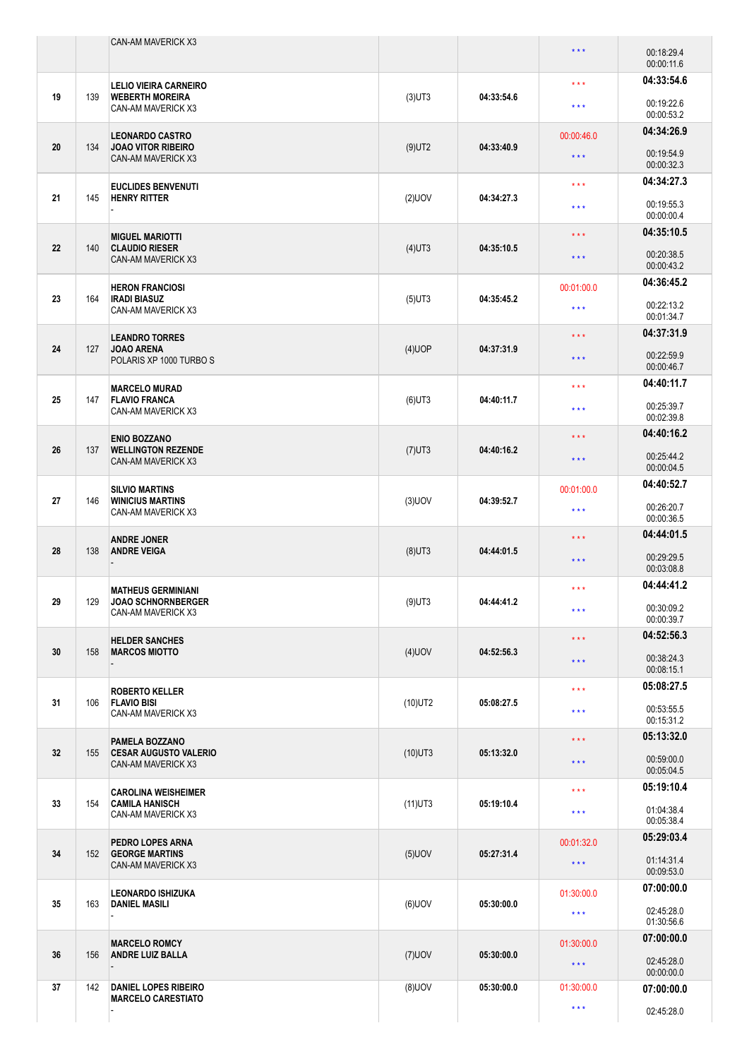| | | | | | | |
|---|---|---|---|---|---|---|
| | | CAN-AM MAVERICK X3 | | | * * * | 00:18:29.4<br>00:00:11.6 |
| 19 | 139 | **LELIO VIEIRA CARNEIRO**<br>**WEBERTH MOREIRA**<br>CAN-AM MAVERICK X3 | (3)UT3 | 04:33:54.6 | * * *<br>* * * | **04:33:54.6**<br>00:19:22.6<br>00:00:53.2 |
| 20 | 134 | **LEONARDO CASTRO**<br>**JOAO VITOR RIBEIRO**<br>CAN-AM MAVERICK X3 | (9)UT2 | 04:33:40.9 | 00:00:46.0<br>* * * | **04:34:26.9**<br>00:19:54.9<br>00:00:32.3 |
| 21 | 145 | **EUCLIDES BENVENUTI**<br>**HENRY RITTER**<br>- | (2)UOV | 04:34:27.3 | * * *<br>* * * | **04:34:27.3**<br>00:19:55.3<br>00:00:00.4 |
| 22 | 140 | **MIGUEL MARIOTTI**<br>**CLAUDIO RIESER**<br>CAN-AM MAVERICK X3 | (4)UT3 | 04:35:10.5 | * * *<br>* * * | **04:35:10.5**<br>00:20:38.5<br>00:00:43.2 |
| 23 | 164 | **HERON FRANCIOSI**<br>**IRADI BIASUZ**<br>CAN-AM MAVERICK X3 | (5)UT3 | 04:35:45.2 | 00:01:00.0<br>* * * | **04:36:45.2**<br>00:22:13.2<br>00:01:34.7 |
| 24 | 127 | **LEANDRO TORRES**<br>**JOAO ARENA**<br>POLARIS XP 1000 TURBO S | (4)UOP | 04:37:31.9 | * * *<br>* * * | **04:37:31.9**<br>00:22:59.9<br>00:00:46.7 |
| 25 | 147 | **MARCELO MURAD**<br>**FLAVIO FRANCA**<br>CAN-AM MAVERICK X3 | (6)UT3 | 04:40:11.7 | * * *<br>* * * | **04:40:11.7**<br>00:25:39.7<br>00:02:39.8 |
| 26 | 137 | **ENIO BOZZANO**<br>**WELLINGTON REZENDE**<br>CAN-AM MAVERICK X3 | (7)UT3 | 04:40:16.2 | * * *<br>* * * | **04:40:16.2**<br>00:25:44.2<br>00:00:04.5 |
| 27 | 146 | **SILVIO MARTINS**<br>**WINICIUS MARTINS**<br>CAN-AM MAVERICK X3 | (3)UOV | 04:39:52.7 | 00:01:00.0<br>* * * | **04:40:52.7**<br>00:26:20.7<br>00:00:36.5 |
| 28 | 138 | **ANDRE JONER**<br>**ANDRE VEIGA**<br>- | (8)UT3 | 04:44:01.5 | * * *<br>* * * | **04:44:01.5**<br>00:29:29.5<br>00:03:08.8 |
| 29 | 129 | **MATHEUS GERMINIANI**<br>**JOAO SCHNORNBERGER**<br>CAN-AM MAVERICK X3 | (9)UT3 | 04:44:41.2 | * * *<br>* * * | **04:44:41.2**<br>00:30:09.2<br>00:00:39.7 |
| 30 | 158 | **HELDER SANCHES**<br>**MARCOS MIOTTO**<br>- | (4)UOV | 04:52:56.3 | * * *<br>* * * | **04:52:56.3**<br>00:38:24.3<br>00:08:15.1 |
| 31 | 106 | **ROBERTO KELLER**<br>**FLAVIO BISI**<br>CAN-AM MAVERICK X3 | (10)UT2 | 05:08:27.5 | * * *<br>* * * | **05:08:27.5**<br>00:53:55.5<br>00:15:31.2 |
| 32 | 155 | **PAMELA BOZZANO**<br>**CESAR AUGUSTO VALERIO**<br>CAN-AM MAVERICK X3 | (10)UT3 | 05:13:32.0 | * * *<br>* * * | **05:13:32.0**<br>00:59:00.0<br>00:05:04.5 |
| 33 | 154 | **CAROLINA WEISHEIMER**<br>**CAMILA HANISCH**<br>CAN-AM MAVERICK X3 | (11)UT3 | 05:19:10.4 | * * *<br>* * * | **05:19:10.4**<br>01:04:38.4<br>00:05:38.4 |
| 34 | 152 | **PEDRO LOPES ARNA**<br>**GEORGE MARTINS**<br>CAN-AM MAVERICK X3 | (5)UOV | 05:27:31.4 | 00:01:32.0<br>* * * | **05:29:03.4**<br>01:14:31.4<br>00:09:53.0 |
| 35 | 163 | **LEONARDO ISHIZUKA**<br>**DANIEL MASILI**<br>- | (6)UOV | 05:30:00.0 | 01:30:00.0<br>* * * | **07:00:00.0**<br>02:45:28.0<br>01:30:56.6 |
| 36 | 156 | **MARCELO ROMCY**<br>**ANDRE LUIZ BALLA**<br>- | (7)UOV | 05:30:00.0 | 01:30:00.0<br>* * * | **07:00:00.0**<br>02:45:28.0<br>00:00:00.0 |
| 37 | 142 | **DANIEL LOPES RIBEIRO**<br>**MARCELO CARESTIATO**<br>- | (8)UOV | 05:30:00.0 | 01:30:00.0<br>* * * | **07:00:00.0**<br>02:45:28.0 |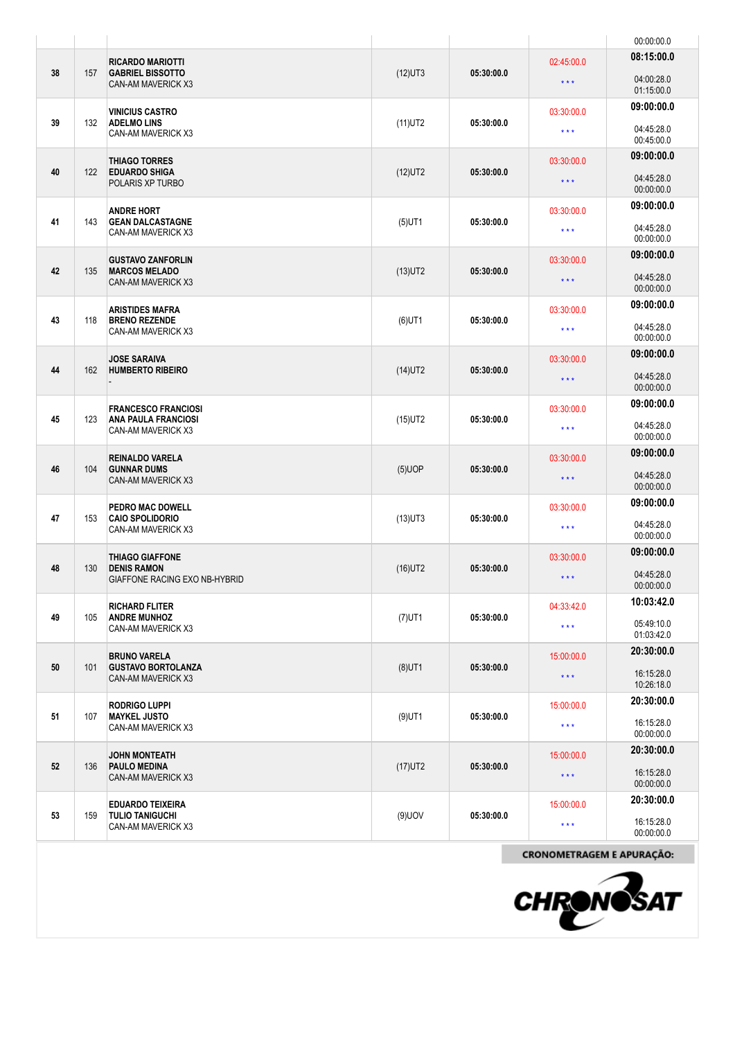| | | | | | | |
|---|---|---|---|---|---|---|
| | | | | | | 00:00:00.0 |
| 38 | 157 | **RICARDO MARIOTTI**<br>**GABRIEL BISSOTTO**<br>CAN-AM MAVERICK X3 | (12)UT3 | **05:30:00.0** | 02:45:00.0<br>*** | **08:15:00.0**<br>04:00:28.0<br>01:15:00.0 |
| 39 | 132 | **VINICIUS CASTRO**<br>**ADELMO LINS**<br>CAN-AM MAVERICK X3 | (11)UT2 | **05:30:00.0** | 03:30:00.0<br>*** | **09:00:00.0**<br>04:45:28.0<br>00:45:00.0 |
| 40 | 122 | **THIAGO TORRES**<br>**EDUARDO SHIGA**<br>POLARIS XP TURBO | (12)UT2 | **05:30:00.0** | 03:30:00.0<br>*** | **09:00:00.0**<br>04:45:28.0<br>00:00:00.0 |
| 41 | 143 | **ANDRE HORT**<br>**GEAN DALCASTAGNE**<br>CAN-AM MAVERICK X3 | (5)UT1 | **05:30:00.0** | 03:30:00.0<br>*** | **09:00:00.0**<br>04:45:28.0<br>00:00:00.0 |
| 42 | 135 | **GUSTAVO ZANFORLIN**<br>**MARCOS MELADO**<br>CAN-AM MAVERICK X3 | (13)UT2 | **05:30:00.0** | 03:30:00.0<br>*** | **09:00:00.0**<br>04:45:28.0<br>00:00:00.0 |
| 43 | 118 | **ARISTIDES MAFRA**<br>**BRENO REZENDE**<br>CAN-AM MAVERICK X3 | (6)UT1 | **05:30:00.0** | 03:30:00.0<br>*** | **09:00:00.0**<br>04:45:28.0<br>00:00:00.0 |
| 44 | 162 | **JOSE SARAIVA**<br>**HUMBERTO RIBEIRO**<br>- | (14)UT2 | **05:30:00.0** | 03:30:00.0<br>*** | **09:00:00.0**<br>04:45:28.0<br>00:00:00.0 |
| 45 | 123 | **FRANCESCO FRANCIOSI**<br>**ANA PAULA FRANCIOSI**<br>CAN-AM MAVERICK X3 | (15)UT2 | **05:30:00.0** | 03:30:00.0<br>*** | **09:00:00.0**<br>04:45:28.0<br>00:00:00.0 |
| 46 | 104 | **REINALDO VARELA**<br>**GUNNAR DUMS**<br>CAN-AM MAVERICK X3 | (5)UOP | **05:30:00.0** | 03:30:00.0<br>*** | **09:00:00.0**<br>04:45:28.0<br>00:00:00.0 |
| 47 | 153 | **PEDRO MAC DOWELL**<br>**CAIO SPOLIDORIO**<br>CAN-AM MAVERICK X3 | (13)UT3 | **05:30:00.0** | 03:30:00.0<br>*** | **09:00:00.0**<br>04:45:28.0<br>00:00:00.0 |
| 48 | 130 | **THIAGO GIAFFONE**<br>**DENIS RAMON**<br>GIAFFONE RACING EXO NB-HYBRID | (16)UT2 | **05:30:00.0** | 03:30:00.0<br>*** | **09:00:00.0**<br>04:45:28.0<br>00:00:00.0 |
| 49 | 105 | **RICHARD FLITER**<br>**ANDRE MUNHOZ**<br>CAN-AM MAVERICK X3 | (7)UT1 | **05:30:00.0** | 04:33:42.0<br>*** | **10:03:42.0**<br>05:49:10.0<br>01:03:42.0 |
| 50 | 101 | **BRUNO VARELA**<br>**GUSTAVO BORTOLANZA**<br>CAN-AM MAVERICK X3 | (8)UT1 | **05:30:00.0** | 15:00:00.0<br>*** | **20:30:00.0**<br>16:15:28.0<br>10:26:18.0 |
| 51 | 107 | **RODRIGO LUPPI**<br>**MAYKEL JUSTO**<br>CAN-AM MAVERICK X3 | (9)UT1 | **05:30:00.0** | 15:00:00.0<br>*** | **20:30:00.0**<br>16:15:28.0<br>00:00:00.0 |
| 52 | 136 | **JOHN MONTEATH**<br>**PAULO MEDINA**<br>CAN-AM MAVERICK X3 | (17)UT2 | **05:30:00.0** | 15:00:00.0<br>*** | **20:30:00.0**<br>16:15:28.0<br>00:00:00.0 |
| 53 | 159 | **EDUARDO TEIXEIRA**<br>**TULIO TANIGUCHI**<br>CAN-AM MAVERICK X3 | (9)UOV | **05:30:00.0** | 15:00:00.0<br>*** | **20:30:00.0**<br>16:15:28.0<br>00:00:00.0 |

**CRONOMETRAGEM E APURAÇÃO:**

CHRONOSAT